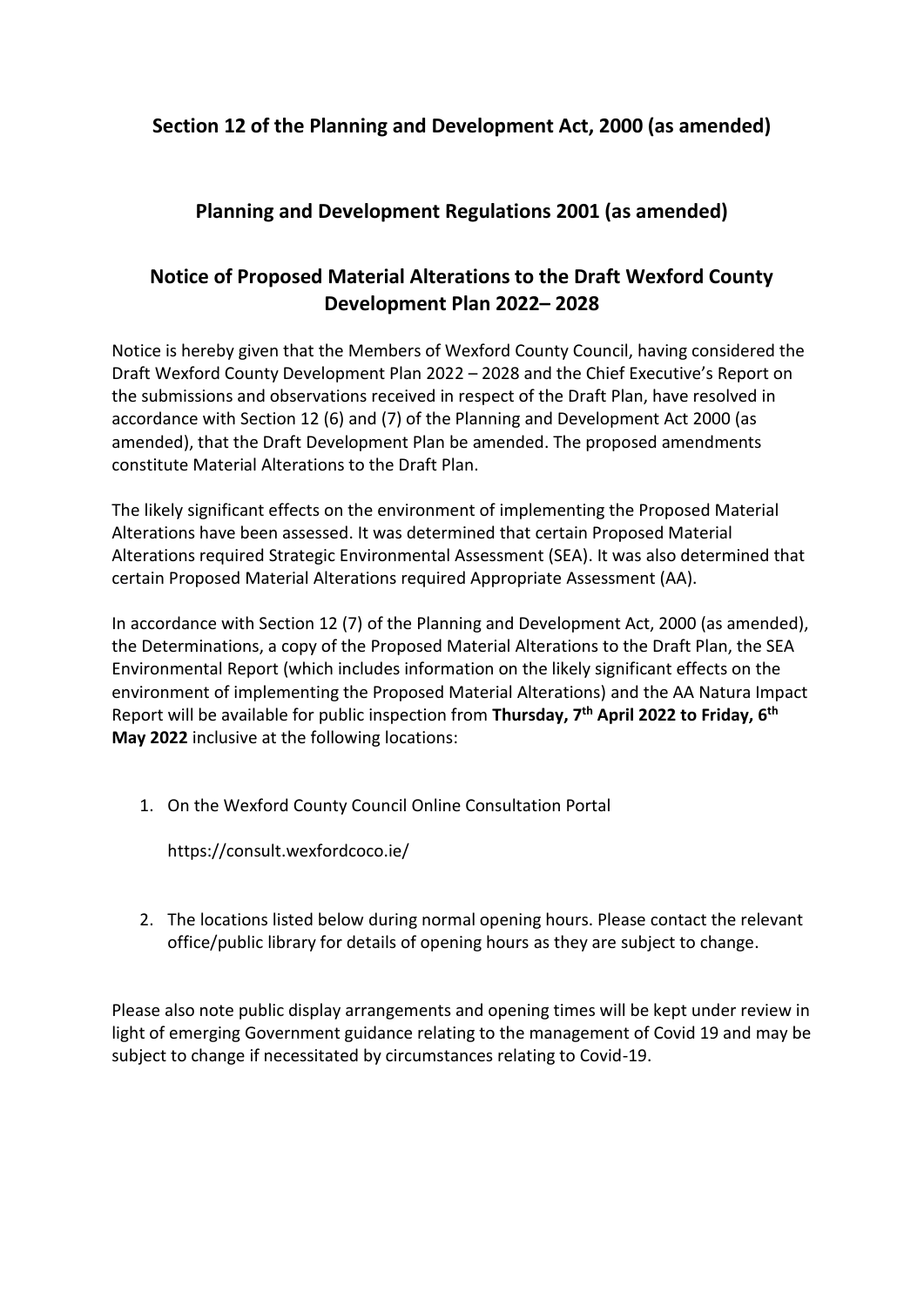## Section 12 of the Planning and Development Act, 2000 (as amended)

## Planning and Development Regulations 2001 (as amended)

## Notice of Proposed Material Alterations to the Draft Wexford County Development Plan 2022– 2028

Notice is hereby given that the Members of Wexford County Council, having considered the Draft Wexford County Development Plan 2022 – 2028 and the Chief Executive's Report on the submissions and observations received in respect of the Draft Plan, have resolved in accordance with Section 12 (6) and (7) of the Planning and Development Act 2000 (as amended), that the Draft Development Plan be amended. The proposed amendments constitute Material Alterations to the Draft Plan.

The likely significant effects on the environment of implementing the Proposed Material Alterations have been assessed. It was determined that certain Proposed Material Alterations required Strategic Environmental Assessment (SEA). It was also determined that certain Proposed Material Alterations required Appropriate Assessment (AA).

In accordance with Section 12 (7) of the Planning and Development Act, 2000 (as amended), the Determinations, a copy of the Proposed Material Alterations to the Draft Plan, the SEA Environmental Report (which includes information on the likely significant effects on the environment of implementing the Proposed Material Alterations) and the AA Natura Impact Report will be available for public inspection from **Thursday, 7th April 2022 to Friday, 6th May 2022** inclusive at the following locations:

1. On the Wexford County Council Online Consultation Portal

   https://consult.wexfordcoco.ie/

2. The locations listed below during normal opening hours. Please contact the relevant office/public library for details of opening hours as they are subject to change.

Please also note public display arrangements and opening times will be kept under review in light of emerging Government guidance relating to the management of Covid 19 and may be subject to change if necessitated by circumstances relating to Covid-19.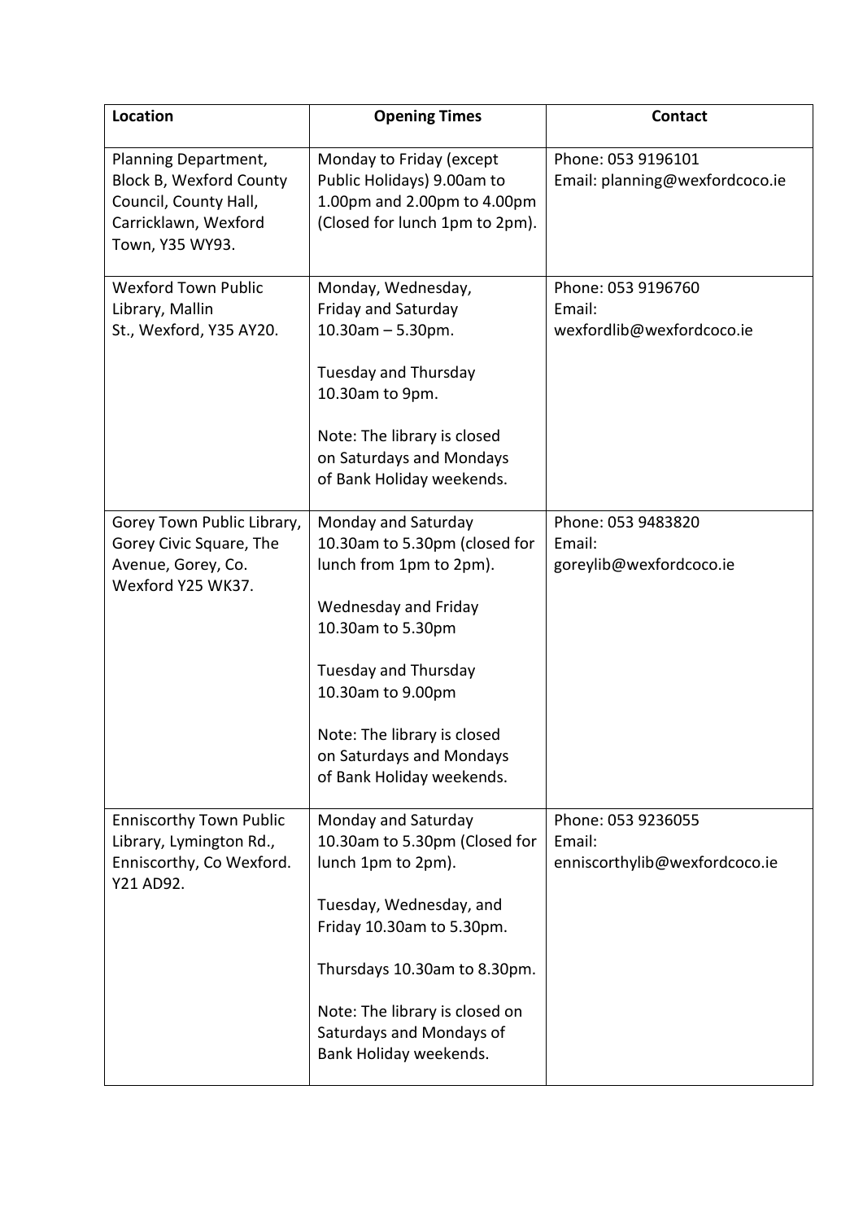| Location | Opening Times | Contact |
|---|---|---|
| Planning Department, Block B, Wexford County Council, County Hall, Carricklawn, Wexford Town, Y35 WY93. | Monday to Friday (except Public Holidays) 9.00am to 1.00pm and 2.00pm to 4.00pm (Closed for lunch 1pm to 2pm). | Phone: 053 9196101<br>Email: planning@wexfordcoco.ie |
| Wexford Town Public Library, Mallin St., Wexford, Y35 AY20. | Monday, Wednesday, Friday and Saturday 10.30am – 5.30pm.<br><br>Tuesday and Thursday 10.30am to 9pm.<br><br>Note: The library is closed on Saturdays and Mondays of Bank Holiday weekends. | Phone: 053 9196760<br>Email: wexfordlib@wexfordcoco.ie |
| Gorey Town Public Library, Gorey Civic Square, The Avenue, Gorey, Co. Wexford Y25 WK37. | Monday and Saturday 10.30am to 5.30pm (closed for lunch from 1pm to 2pm).<br><br>Wednesday and Friday 10.30am to 5.30pm<br><br>Tuesday and Thursday 10.30am to 9.00pm<br><br>Note: The library is closed on Saturdays and Mondays of Bank Holiday weekends. | Phone: 053 9483820<br>Email: goreylib@wexfordcoco.ie |
| Enniscorthy Town Public Library, Lymington Rd., Enniscorthy, Co Wexford. Y21 AD92. | Monday and Saturday 10.30am to 5.30pm (Closed for lunch 1pm to 2pm).<br><br>Tuesday, Wednesday, and Friday 10.30am to 5.30pm.<br><br>Thursdays 10.30am to 8.30pm.<br><br>Note: The library is closed on Saturdays and Mondays of Bank Holiday weekends. | Phone: 053 9236055<br>Email: enniscorthylib@wexfordcoco.ie |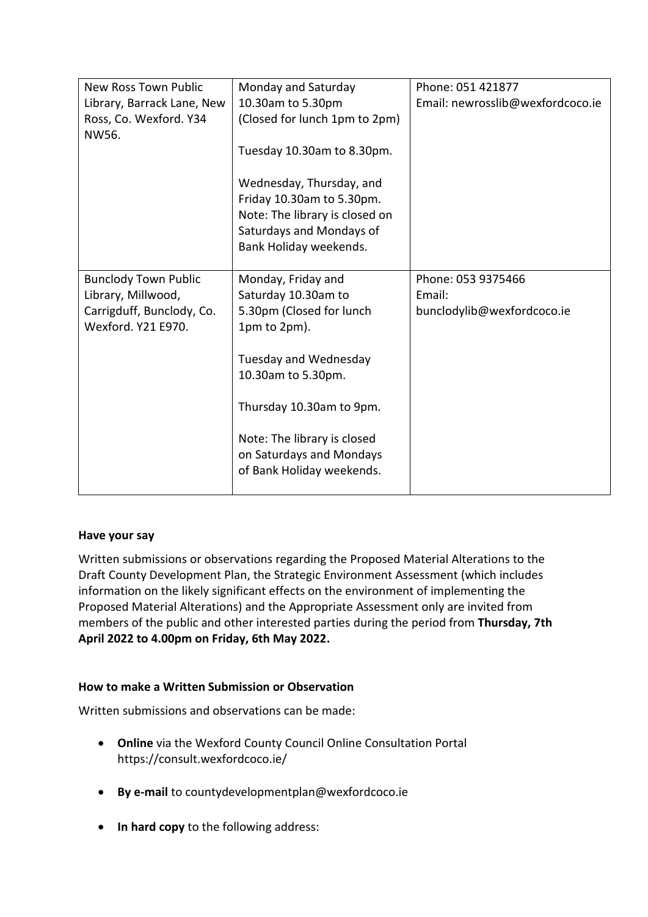| New Ross Town Public Library, Barrack Lane, New Ross, Co. Wexford. Y34 NW56. | Monday and Saturday 10.30am to 5.30pm (Closed for lunch 1pm to 2pm)<br><br>Tuesday 10.30am to 8.30pm.<br><br>Wednesday, Thursday, and Friday 10.30am to 5.30pm. Note: The library is closed on Saturdays and Mondays of Bank Holiday weekends. | Phone: 051 421877<br>Email: newrosslib@wexfordcoco.ie |
|---|---|---|
| Bunclody Town Public Library, Millwood, Carrigduff, Bunclody, Co. Wexford. Y21 E970. | Monday, Friday and Saturday 10.30am to 5.30pm (Closed for lunch 1pm to 2pm).<br><br>Tuesday and Wednesday 10.30am to 5.30pm.<br><br>Thursday 10.30am to 9pm.<br><br>Note: The library is closed on Saturdays and Mondays of Bank Holiday weekends. | Phone: 053 9375466<br>Email: bunclodylib@wexfordcoco.ie |

**Have your say**

Written submissions or observations regarding the Proposed Material Alterations to the Draft County Development Plan, the Strategic Environment Assessment (which includes information on the likely significant effects on the environment of implementing the Proposed Material Alterations) and the Appropriate Assessment only are invited from members of the public and other interested parties during the period from **Thursday, 7th April 2022 to 4.00pm on Friday, 6th May 2022.**

**How to make a Written Submission or Observation**

Written submissions and observations can be made:

- **Online** via the Wexford County Council Online Consultation Portal https://consult.wexfordcoco.ie/
- **By e-mail** to countydevelopmentplan@wexfordcoco.ie
- **In hard copy** to the following address: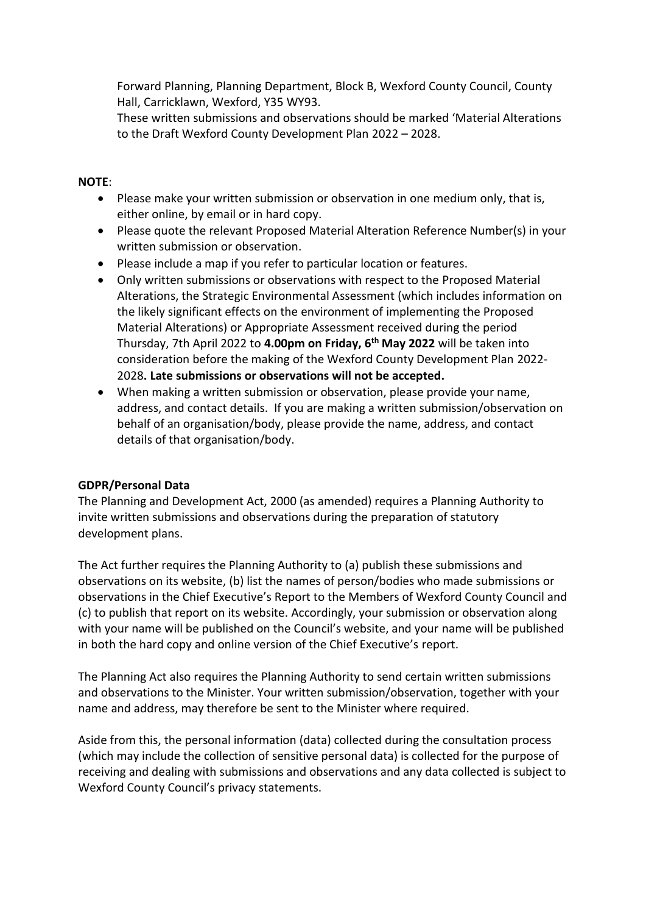Forward Planning, Planning Department, Block B, Wexford County Council, County Hall, Carricklawn, Wexford, Y35 WY93.
These written submissions and observations should be marked 'Material Alterations to the Draft Wexford County Development Plan 2022 – 2028.

**NOTE**:

- Please make your written submission or observation in one medium only, that is, either online, by email or in hard copy.
- Please quote the relevant Proposed Material Alteration Reference Number(s) in your written submission or observation.
- Please include a map if you refer to particular location or features.
- Only written submissions or observations with respect to the Proposed Material Alterations, the Strategic Environmental Assessment (which includes information on the likely significant effects on the environment of implementing the Proposed Material Alterations) or Appropriate Assessment received during the period Thursday, 7th April 2022 to **4.00pm on Friday, 6th May 2022** will be taken into consideration before the making of the Wexford County Development Plan 2022-2028**. Late submissions or observations will not be accepted.**
- When making a written submission or observation, please provide your name, address, and contact details. If you are making a written submission/observation on behalf of an organisation/body, please provide the name, address, and contact details of that organisation/body.

**GDPR/Personal Data**

The Planning and Development Act, 2000 (as amended) requires a Planning Authority to invite written submissions and observations during the preparation of statutory development plans.

The Act further requires the Planning Authority to (a) publish these submissions and observations on its website, (b) list the names of person/bodies who made submissions or observations in the Chief Executive's Report to the Members of Wexford County Council and (c) to publish that report on its website. Accordingly, your submission or observation along with your name will be published on the Council's website, and your name will be published in both the hard copy and online version of the Chief Executive's report.

The Planning Act also requires the Planning Authority to send certain written submissions and observations to the Minister. Your written submission/observation, together with your name and address, may therefore be sent to the Minister where required.

Aside from this, the personal information (data) collected during the consultation process (which may include the collection of sensitive personal data) is collected for the purpose of receiving and dealing with submissions and observations and any data collected is subject to Wexford County Council's privacy statements.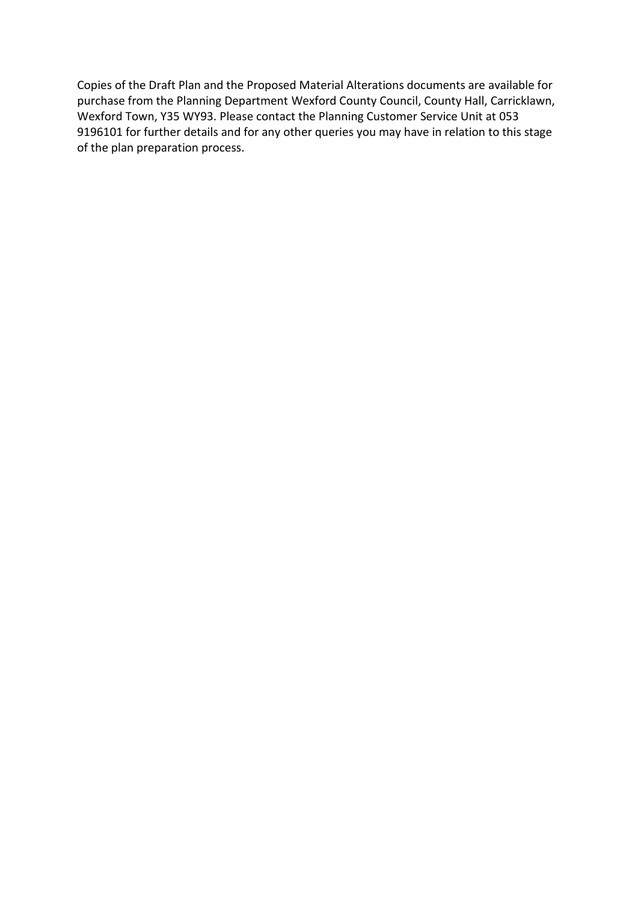Copies of the Draft Plan and the Proposed Material Alterations documents are available for purchase from the Planning Department Wexford County Council, County Hall, Carricklawn, Wexford Town, Y35 WY93. Please contact the Planning Customer Service Unit at 053 9196101 for further details and for any other queries you may have in relation to this stage of the plan preparation process.